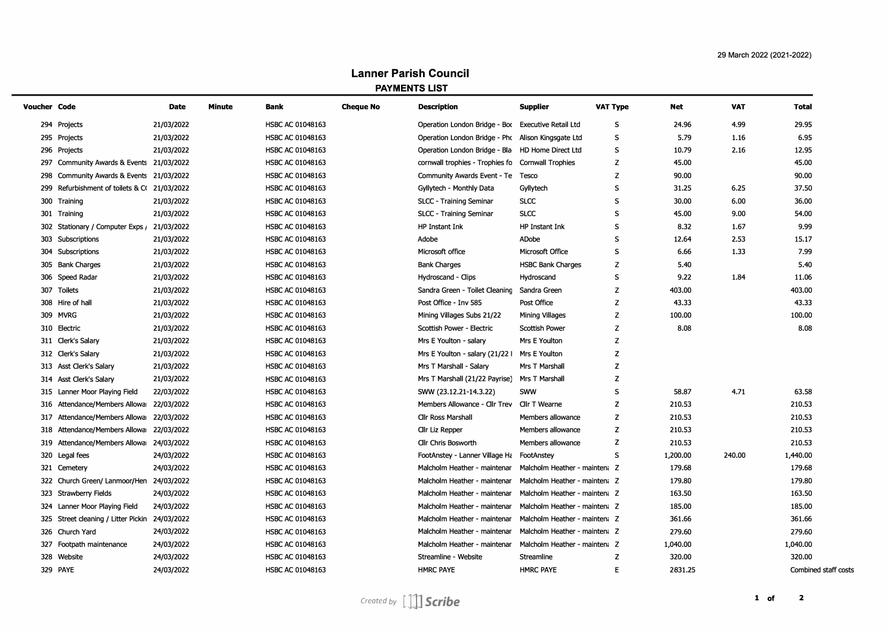29 March 2022 (2021-2022)

# Lanner Parish Council

## PAYMENTS LIST

| Voucher | Code | Date | Minute | Bank | Cheque No | Description | Supplier | VAT Type | Net | VAT | Total |
|---|---|---|---|---|---|---|---|---|---|---|---|
| 294 | Projects | 21/03/2022 | | HSBC AC 01048163 | | Operation London Bridge - Boc | Executive Retail Ltd | S | 24.96 | 4.99 | 29.95 |
| 295 | Projects | 21/03/2022 | | HSBC AC 01048163 | | Operation London Bridge - Phc | Alison Kingsgate Ltd | S | 5.79 | 1.16 | 6.95 |
| 296 | Projects | 21/03/2022 | | HSBC AC 01048163 | | Operation London Bridge - Bla | HD Home Direct Ltd | S | 10.79 | 2.16 | 12.95 |
| 297 | Community Awards & Events | 21/03/2022 | | HSBC AC 01048163 | | cornwall trophies - Trophies fo | Cornwall Trophies | Z | 45.00 | | 45.00 |
| 298 | Community Awards & Events | 21/03/2022 | | HSBC AC 01048163 | | Community Awards Event - Te | Tesco | Z | 90.00 | | 90.00 |
| 299 | Refurbishment of toilets & C( | 21/03/2022 | | HSBC AC 01048163 | | Gyllytech - Monthly Data | Gyllytech | S | 31.25 | 6.25 | 37.50 |
| 300 | Training | 21/03/2022 | | HSBC AC 01048163 | | SLCC - Training Seminar | SLCC | S | 30.00 | 6.00 | 36.00 |
| 301 | Training | 21/03/2022 | | HSBC AC 01048163 | | SLCC - Training Seminar | SLCC | S | 45.00 | 9.00 | 54.00 |
| 302 | Stationary / Computer Exps / | 21/03/2022 | | HSBC AC 01048163 | | HP Instant Ink | HP Instant Ink | S | 8.32 | 1.67 | 9.99 |
| 303 | Subscriptions | 21/03/2022 | | HSBC AC 01048163 | | Adobe | ADobe | S | 12.64 | 2.53 | 15.17 |
| 304 | Subscriptions | 21/03/2022 | | HSBC AC 01048163 | | Microsoft office | Microsoft Office | S | 6.66 | 1.33 | 7.99 |
| 305 | Bank Charges | 21/03/2022 | | HSBC AC 01048163 | | Bank Charges | HSBC Bank Charges | Z | 5.40 | | 5.40 |
| 306 | Speed Radar | 21/03/2022 | | HSBC AC 01048163 | | Hydroscand - Clips | Hydroscand | S | 9.22 | 1.84 | 11.06 |
| 307 | Toilets | 21/03/2022 | | HSBC AC 01048163 | | Sandra Green - Toilet Cleaning | Sandra Green | Z | 403.00 | | 403.00 |
| 308 | Hire of hall | 21/03/2022 | | HSBC AC 01048163 | | Post Office - Inv 585 | Post Office | Z | 43.33 | | 43.33 |
| 309 | MVRG | 21/03/2022 | | HSBC AC 01048163 | | Mining Villages Subs 21/22 | Mining Villages | Z | 100.00 | | 100.00 |
| 310 | Electric | 21/03/2022 | | HSBC AC 01048163 | | Scottish Power - Electric | Scottish Power | Z | 8.08 | | 8.08 |
| 311 | Clerk's Salary | 21/03/2022 | | HSBC AC 01048163 | | Mrs E Youlton - salary | Mrs E Youlton | Z | | | |
| 312 | Clerk's Salary | 21/03/2022 | | HSBC AC 01048163 | | Mrs E Youlton - salary (21/22 I | Mrs E Youlton | Z | | | |
| 313 | Asst Clerk's Salary | 21/03/2022 | | HSBC AC 01048163 | | Mrs T Marshall - Salary | Mrs T Marshall | Z | | | |
| 314 | Asst Clerk's Salary | 21/03/2022 | | HSBC AC 01048163 | | Mrs T Marshall (21/22 Payrise) | Mrs T Marshall | Z | | | |
| 315 | Lanner Moor Playing Field | 22/03/2022 | | HSBC AC 01048163 | | SWW (23.12.21-14.3.22) | SWW | S | 58.87 | 4.71 | 63.58 |
| 316 | Attendance/Members Allowa | 22/03/2022 | | HSBC AC 01048163 | | Members Allowance - Cllr Trev | Cllr T Wearne | Z | 210.53 | | 210.53 |
| 317 | Attendance/Members Allowa | 22/03/2022 | | HSBC AC 01048163 | | Cllr Ross Marshall | Members allowance | Z | 210.53 | | 210.53 |
| 318 | Attendance/Members Allowa | 22/03/2022 | | HSBC AC 01048163 | | Cllr Liz Repper | Members allowance | Z | 210.53 | | 210.53 |
| 319 | Attendance/Members Allowa | 24/03/2022 | | HSBC AC 01048163 | | Cllr Chris Bosworth | Members allowance | Z | 210.53 | | 210.53 |
| 320 | Legal fees | 24/03/2022 | | HSBC AC 01048163 | | FootAnstey - Lanner Village Ha | FootAnstey | S | 1,200.00 | 240.00 | 1,440.00 |
| 321 | Cemetery | 24/03/2022 | | HSBC AC 01048163 | | Malcholm Heather - maintenar | Malcholm Heather - mainten | Z | 179.68 | | 179.68 |
| 322 | Church Green/ Lanmoor/Hen | 24/03/2022 | | HSBC AC 01048163 | | Malcholm Heather - maintenar | Malcholm Heather - mainten | Z | 179.80 | | 179.80 |
| 323 | Strawberry Fields | 24/03/2022 | | HSBC AC 01048163 | | Malcholm Heather - maintenar | Malcholm Heather - mainten | Z | 163.50 | | 163.50 |
| 324 | Lanner Moor Playing Field | 24/03/2022 | | HSBC AC 01048163 | | Malcholm Heather - maintenar | Malcholm Heather - mainten | Z | 185.00 | | 185.00 |
| 325 | Street cleaning / Litter Pickin | 24/03/2022 | | HSBC AC 01048163 | | Malcholm Heather - maintenar | Malcholm Heather - mainten | Z | 361.66 | | 361.66 |
| 326 | Church Yard | 24/03/2022 | | HSBC AC 01048163 | | Malcholm Heather - maintenar | Malcholm Heather - mainten | Z | 279.60 | | 279.60 |
| 327 | Footpath maintenance | 24/03/2022 | | HSBC AC 01048163 | | Malcholm Heather - maintenar | Malcholm Heather - mainten | Z | 1,040.00 | | 1,040.00 |
| 328 | Website | 24/03/2022 | | HSBC AC 01048163 | | Streamline - Website | Streamline | Z | 320.00 | | 320.00 |
| 329 | PAYE | 24/03/2022 | | HSBC AC 01048163 | | HMRC PAYE | HMRC PAYE | E | 2831.25 | | Combined staff costs |

Created by Scribe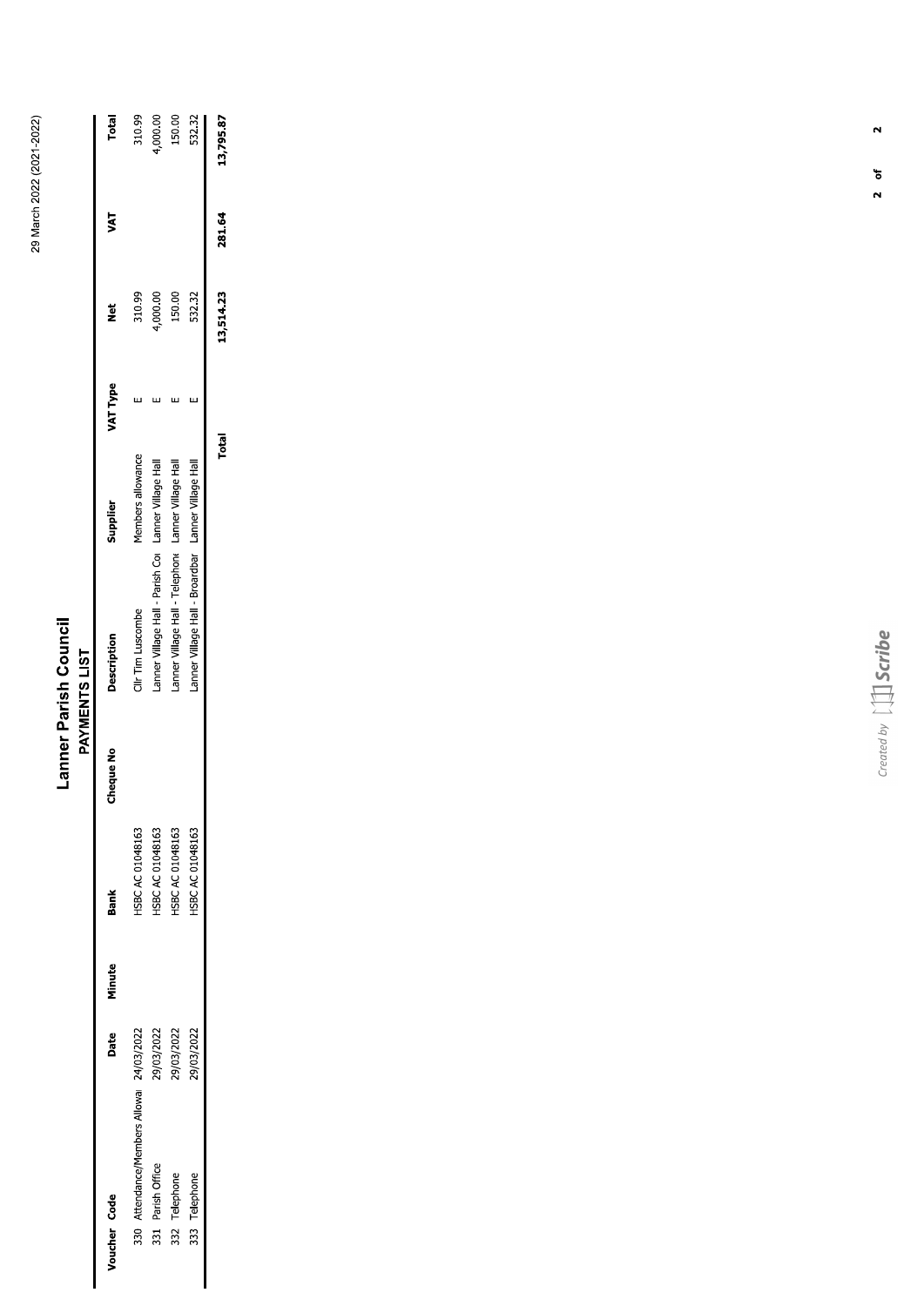# Lanner Parish Council

## PAYMENTS LIST

29 March 2022 (2021-2022)

| Voucher | Code | Date | Minute | Bank | Cheque No | Description | Supplier | VAT Type | Net | VAT | Total |
|---|---|---|---|---|---|---|---|---|---|---|---|
| 330 | Attendance/Members Allowa | 24/03/2022 | | HSBC AC 01048163 | | Cllr Tim Luscombe | Members allowance | E | 310.99 | | 310.99 |
| 331 | Parish Office | 29/03/2022 | | HSBC AC 01048163 | | Lanner Village Hall - Parish Cou | Lanner Village Hall | E | 4,000.00 | | 4,000.00 |
| 332 | Telephone | 29/03/2022 | | HSBC AC 01048163 | | Lanner Village Hall - Telephone | Lanner Village Hall | E | 150.00 | | 150.00 |
| 333 | Telephone | 29/03/2022 | | HSBC AC 01048163 | | Lanner Village Hall - Broadbar | Lanner Village Hall | E | 532.32 | | 532.32 |
| | | | | | | | **Total** | | **13,514.23** | **281.64** | **13,795.87** |

Created by Scribe